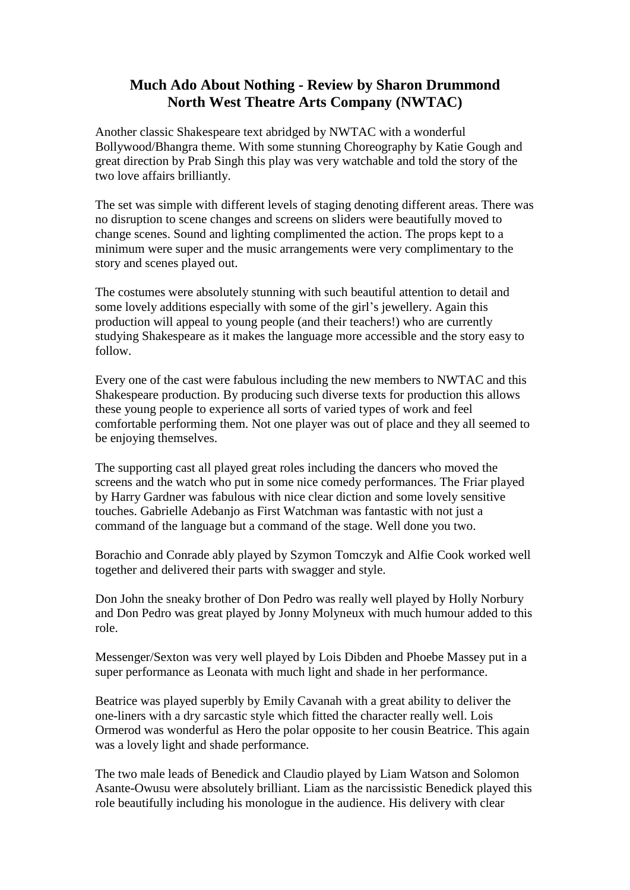# Much Ado About Nothing - Review by Sharon Drummond
# North West Theatre Arts Company (NWTAC)

Another classic Shakespeare text abridged by NWTAC with a wonderful Bollywood/Bhangra theme. With some stunning Choreography by Katie Gough and great direction by Prab Singh this play was very watchable and told the story of the two love affairs brilliantly.

The set was simple with different levels of staging denoting different areas. There was no disruption to scene changes and screens on sliders were beautifully moved to change scenes. Sound and lighting complimented the action. The props kept to a minimum were super and the music arrangements were very complimentary to the story and scenes played out.

The costumes were absolutely stunning with such beautiful attention to detail and some lovely additions especially with some of the girl's jewellery. Again this production will appeal to young people (and their teachers!) who are currently studying Shakespeare as it makes the language more accessible and the story easy to follow.

Every one of the cast were fabulous including the new members to NWTAC and this Shakespeare production. By producing such diverse texts for production this allows these young people to experience all sorts of varied types of work and feel comfortable performing them. Not one player was out of place and they all seemed to be enjoying themselves.

The supporting cast all played great roles including the dancers who moved the screens and the watch who put in some nice comedy performances. The Friar played by Harry Gardner was fabulous with nice clear diction and some lovely sensitive touches. Gabrielle Adebanjo as First Watchman was fantastic with not just a command of the language but a command of the stage. Well done you two.

Borachio and Conrade ably played by Szymon Tomczyk and Alfie Cook worked well together and delivered their parts with swagger and style.

Don John the sneaky brother of Don Pedro was really well played by Holly Norbury and Don Pedro was great played by Jonny Molyneux with much humour added to this role.

Messenger/Sexton was very well played by Lois Dibden and Phoebe Massey put in a super performance as Leonata with much light and shade in her performance.

Beatrice was played superbly by Emily Cavanah with a great ability to deliver the one-liners with a dry sarcastic style which fitted the character really well. Lois Ormerod was wonderful as Hero the polar opposite to her cousin Beatrice. This again was a lovely light and shade performance.

The two male leads of Benedick and Claudio played by Liam Watson and Solomon Asante-Owusu were absolutely brilliant. Liam as the narcissistic Benedick played this role beautifully including his monologue in the audience. His delivery with clear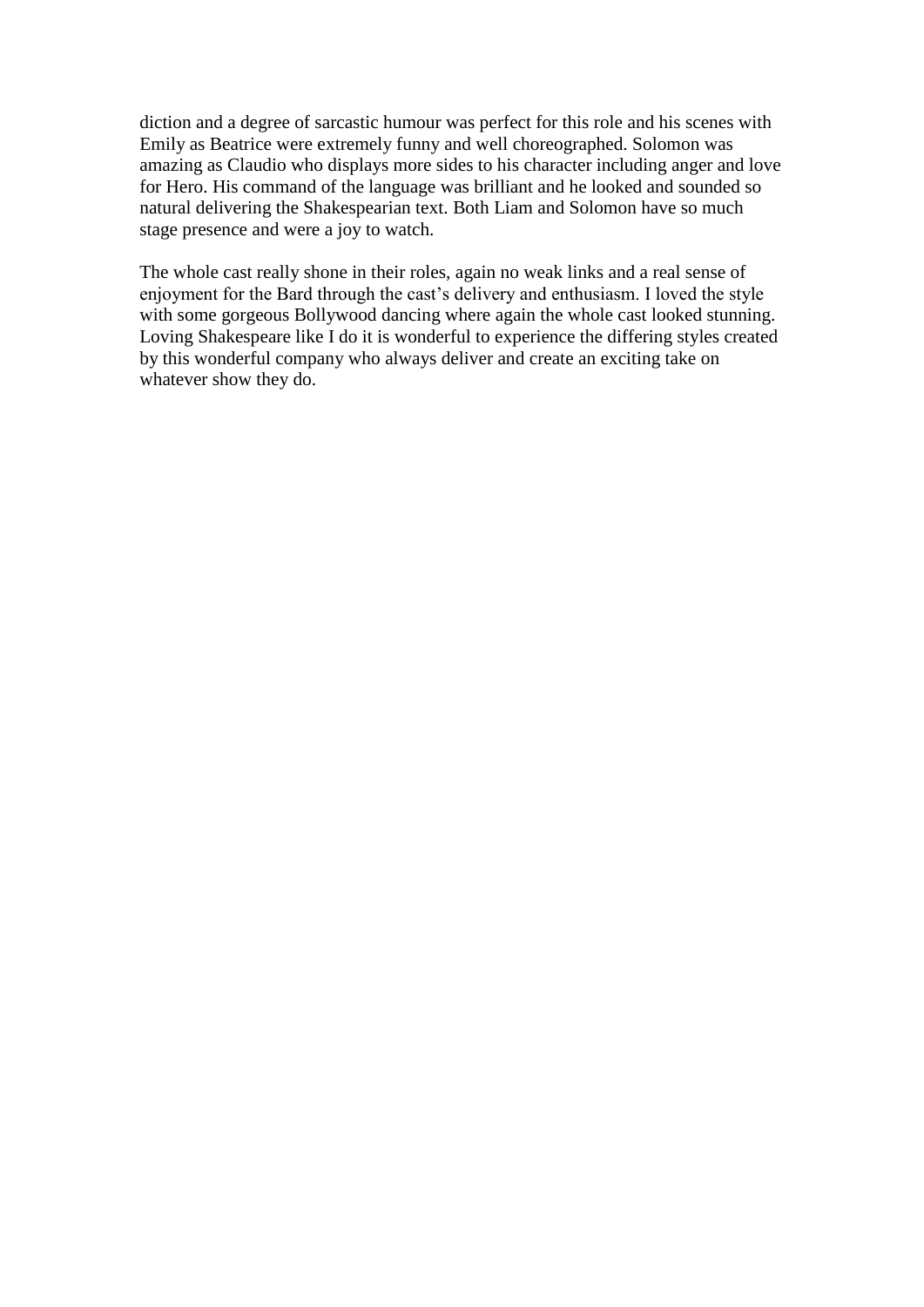diction and a degree of sarcastic humour was perfect for this role and his scenes with Emily as Beatrice were extremely funny and well choreographed. Solomon was amazing as Claudio who displays more sides to his character including anger and love for Hero. His command of the language was brilliant and he looked and sounded so natural delivering the Shakespearian text. Both Liam and Solomon have so much stage presence and were a joy to watch.

The whole cast really shone in their roles, again no weak links and a real sense of enjoyment for the Bard through the cast's delivery and enthusiasm. I loved the style with some gorgeous Bollywood dancing where again the whole cast looked stunning. Loving Shakespeare like I do it is wonderful to experience the differing styles created by this wonderful company who always deliver and create an exciting take on whatever show they do.